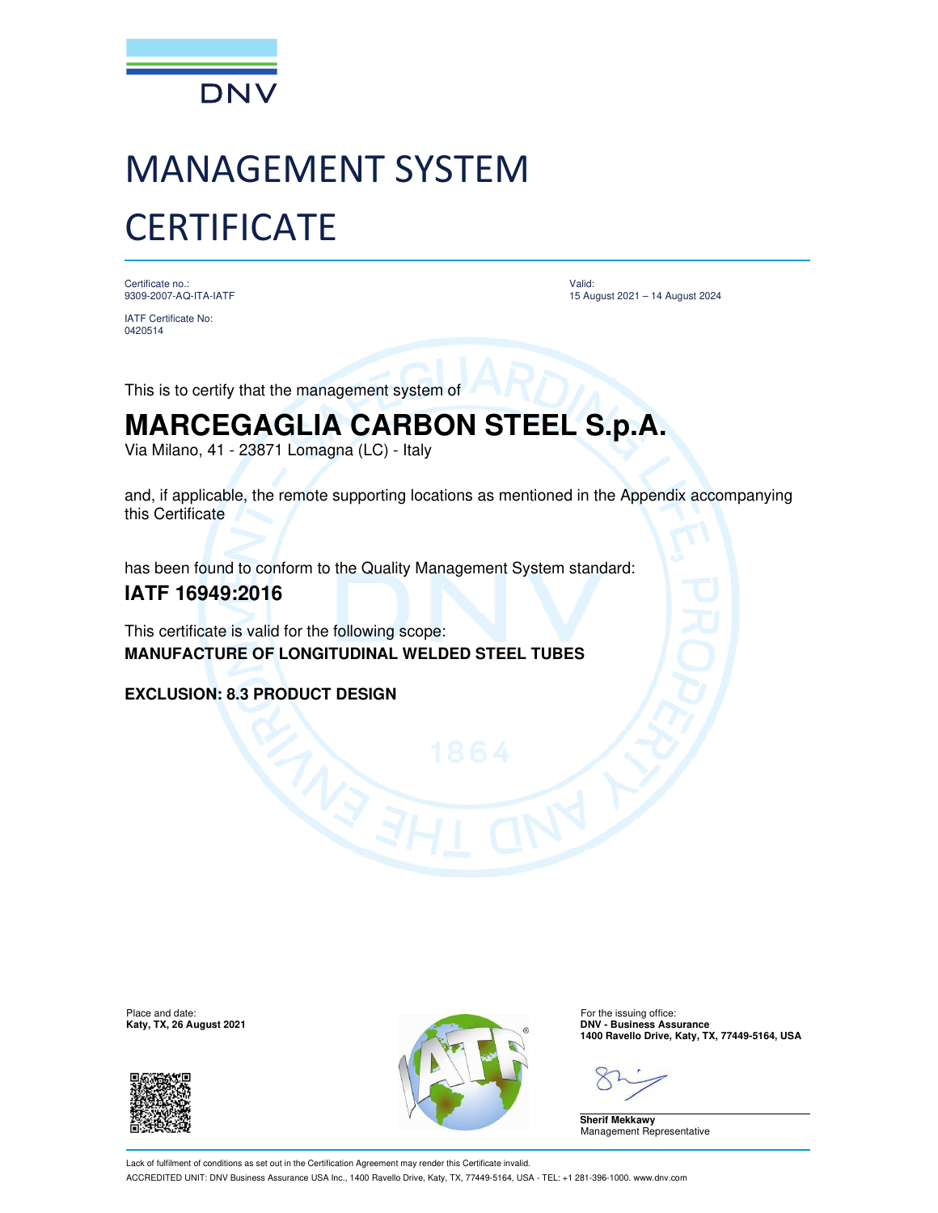DNV

# MANAGEMENT SYSTEM CERTIFICATE

Certificate no.:
9309-2007-AQ-ITA-IATF

IATF Certificate No:
0420514

Valid:
15 August 2021 – 14 August 2024

This is to certify that the management system of

## MARCEGAGLIA CARBON STEEL S.p.A.

Via Milano, 41 - 23871 Lomagna (LC) - Italy

and, if applicable, the remote supporting locations as mentioned in the Appendix accompanying this Certificate

has been found to conform to the Quality Management System standard:

**IATF 16949:2016**

This certificate is valid for the following scope:
**MANUFACTURE OF LONGITUDINAL WELDED STEEL TUBES**

**EXCLUSION: 8.3 PRODUCT DESIGN**

Place and date:
**Katy, TX, 26 August 2021**

For the issuing office:
**DNV - Business Assurance**
**1400 Ravello Drive, Katy, TX, 77449-5164, USA**

**Sherif Mekkawy**
Management Representative

Lack of fulfilment of conditions as set out in the Certification Agreement may render this Certificate invalid.
ACCREDITED UNIT: DNV Business Assurance USA Inc., 1400 Ravello Drive, Katy, TX, 77449-5164, USA - TEL: +1 281-396-1000. www.dnv.com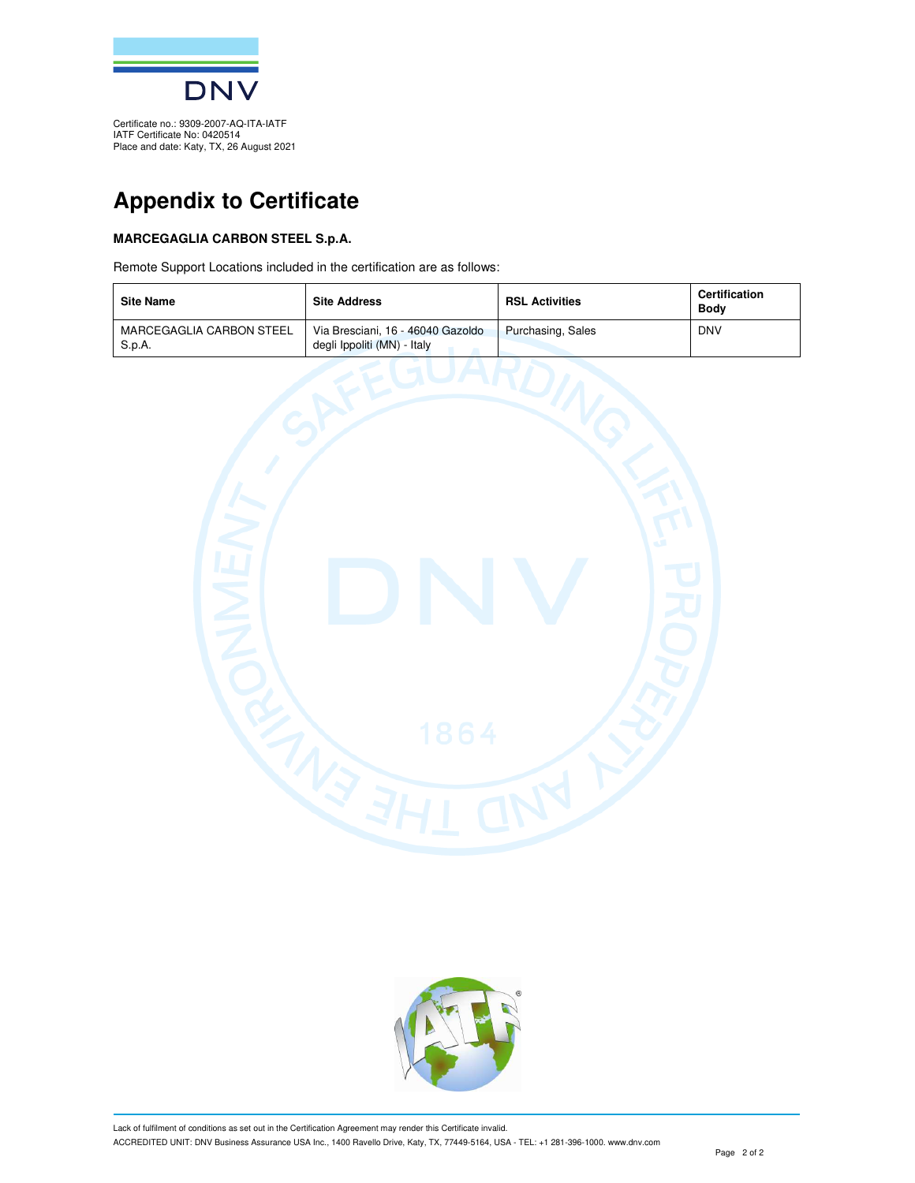Certificate no.: 9309-2007-AQ-ITA-IATF
IATF Certificate No: 0420514
Place and date: Katy, TX, 26 August 2021

# Appendix to Certificate

**MARCEGAGLIA CARBON STEEL S.p.A.**

Remote Support Locations included in the certification are as follows:

| Site Name | Site Address | RSL Activities | Certification Body |
|---|---|---|---|
| MARCEGAGLIA CARBON STEEL S.p.A. | Via Bresciani, 16 - 46040 Gazoldo degli Ippoliti (MN) - Italy | Purchasing, Sales | DNV |

Lack of fulfilment of conditions as set out in the Certification Agreement may render this Certificate invalid.

ACCREDITED UNIT: DNV Business Assurance USA Inc., 1400 Ravello Drive, Katy, TX, 77449-5164, USA - TEL: +1 281-396-1000. www.dnv.com